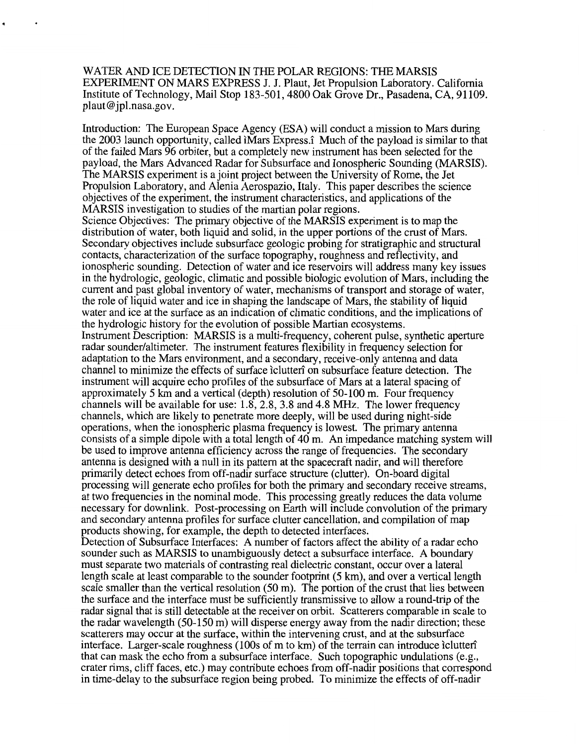WATER AND ICE DETECTION IN THE POLAR REGIONS: THE MARSIS EXPERIMENT ON MARS EXPRESS J. J. Plaut, Jet Propulsion Laboratory. California Institute of Technology, Mail Stop 183-501, 4800 Oak Grove Dr., Pasadena, CA, 91109. plaut@jpl.nasa.gov.

Introduction: The European Space Agency (ESA) will conduct a mission to Mars during the 2003 launch opportunity, called ìMars Express.î Much of the payload is similar to that of the failed Mars 96 orbiter, but a completely new instrument has been selected for the payload, the Mars Advanced Radar for Subsurface and Ionospheric Sounding (MARSIS). The MARSIS experiment is a joint project between the University of Rome, the Jet Propulsion Laboratory, and Alenia Aerospazio, Italy. This paper describes the science objectives of the experiment, the instrument characteristics, and applications of the MARSIS investigation to studies of the martian polar regions.

Science Objectives: The primary objective of the MARSIS experiment is to map the distribution of water, both liquid and solid, in the upper portions of the crust of Mars. Secondary objectives include subsurface geologic probing for stratigraphic and structural contacts, characterization of the surface topography, roughness and reflectivity, and ionospheric sounding. Detection of water and ice reservoirs will address many key issues in the hydrologic, geologic, climatic and possible biologic evolution of Mars, including the current and past global inventory of water, mechanisms of transport and storage of water, the role of liquid water and ice in shaping the landscape of Mars, the stability of liquid water and ice at the surface as an indication of climatic conditions, and the implications of the hydrologic history for the evolution of possible Martian ecosystems.

Instrument Description: MARSIS is a multi-frequency, coherent pulse, synthetic aperture radar sounder/altimeter. The instrument features flexibility in frequency selection for adaptation to the Mars environment, and a secondary, receive-only antenna and data channel to minimize the effects of surface ìclutterî on subsurface feature detection. The instrument will acquire echo profiles of the subsurface of Mars at a lateral spacing of approximately 5 km and a vertical (depth) resolution of 50-100 m. Four frequency channels will be available for use: 1.8, 2.8, 3.8 and 4.8 MHz. The lower frequency channels, which are likely to penetrate more deeply, will be used during night-side operations, when the ionospheric plasma frequency is lowest. The primary antenna consists of a simple dipole with a total length of 40 m. An impedance matching system will be used to improve antenna efficiency across the range of frequencies. The secondary antenna is designed with a null in its pattern at the spacecraft nadir, and will therefore primarily detect echoes from off-nadir surface structure (clutter). On-board digital processing will generate echo profiles for both the primary and secondary receive streams, at two frequencies in the nominal mode. This processing greatly reduces the data volume necessary for downlink. Post-processing on Earth will include convolution of the primary and secondary antenna profiles for surface clutter cancellation, and compilation of map products showing, for example, the depth to detected interfaces.

Detection of Subsurface Interfaces: A number of factors affect the ability of a radar echo sounder such as MARSIS to unambiguously detect a subsurface interface. A boundary must separate two materials of contrasting real dielectric constant, occur over a lateral length scale at least comparable to the sounder footprint (5 km), and over a vertical length scale smaller than the vertical resolution (50 m). The portion of the crust that lies between the surface and the interface must be sufficiently transmissive to allow a round-trip of the radar signal that is still detectable at the receiver on orbit. Scatterers comparable in scale to the radar wavelength (50-150 m) will disperse energy away from the nadir direction; these scatterers may occur at the surface, within the intervening crust, and at the subsurface interface. Larger-scale roughness (100s of m to km) of the terrain can introduce ìclutterî that can mask the echo from a subsurface interface. Such topographic undulations (e.g., crater rims, cliff faces, etc.) may contribute echoes from off-nadir positions that correspond in time-delay to the subsurface region being probed. To minimize the effects of off-nadir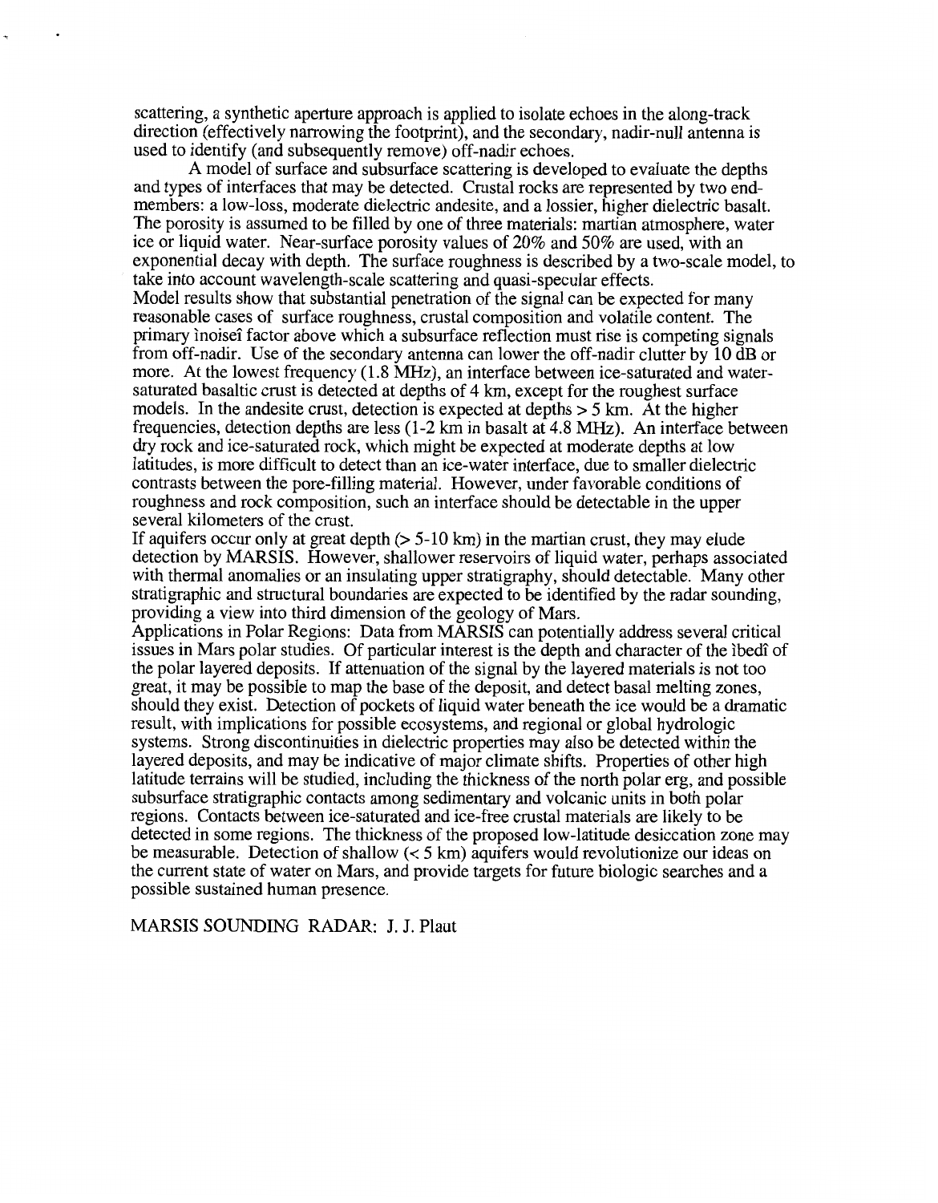scattering, a synthetic aperture approach is applied to isolate echoes in the along-track direction (effectively narrowing the footprint), and the secondary, nadir-null antenna is used to identify (and subsequently remove) off-nadir echoes.

A model of surface and subsurface scattering is developed to evaluate the depths and types of interfaces that may be detected. Crustal rocks are represented by two end-members: a low-loss, moderate dielectric andesite, and a lossier, higher dielectric basalt. The porosity is assumed to be filled by one of three materials: martian atmosphere, water ice or liquid water. Near-surface porosity values of 20% and 50% are used, with an exponential decay with depth. The surface roughness is described by a two-scale model, to take into account wavelength-scale scattering and quasi-specular effects.

Model results show that substantial penetration of the signal can be expected for many reasonable cases of surface roughness, crustal composition and volatile content. The primary ìnoiseî factor above which a subsurface reflection must rise is competing signals from off-nadir. Use of the secondary antenna can lower the off-nadir clutter by 10 dB or more. At the lowest frequency (1.8 MHz), an interface between ice-saturated and water-saturated basaltic crust is detected at depths of 4 km, except for the roughest surface models. In the andesite crust, detection is expected at depths > 5 km. At the higher frequencies, detection depths are less (1-2 km in basalt at 4.8 MHz). An interface between dry rock and ice-saturated rock, which might be expected at moderate depths at low latitudes, is more difficult to detect than an ice-water interface, due to smaller dielectric contrasts between the pore-filling material. However, under favorable conditions of roughness and rock composition, such an interface should be detectable in the upper several kilometers of the crust.

If aquifers occur only at great depth (> 5-10 km) in the martian crust, they may elude detection by MARSIS. However, shallower reservoirs of liquid water, perhaps associated with thermal anomalies or an insulating upper stratigraphy, should detectable. Many other stratigraphic and structural boundaries are expected to be identified by the radar sounding, providing a view into third dimension of the geology of Mars.

Applications in Polar Regions: Data from MARSIS can potentially address several critical issues in Mars polar studies. Of particular interest is the depth and character of the ìbedî of the polar layered deposits. If attenuation of the signal by the layered materials is not too great, it may be possible to map the base of the deposit, and detect basal melting zones, should they exist. Detection of pockets of liquid water beneath the ice would be a dramatic result, with implications for possible ecosystems, and regional or global hydrologic systems. Strong discontinuities in dielectric properties may also be detected within the layered deposits, and may be indicative of major climate shifts. Properties of other high latitude terrains will be studied, including the thickness of the north polar erg, and possible subsurface stratigraphic contacts among sedimentary and volcanic units in both polar regions. Contacts between ice-saturated and ice-free crustal materials are likely to be detected in some regions. The thickness of the proposed low-latitude desiccation zone may be measurable. Detection of shallow (< 5 km) aquifers would revolutionize our ideas on the current state of water on Mars, and provide targets for future biologic searches and a possible sustained human presence.

MARSIS SOUNDING RADAR: J. J. Plaut